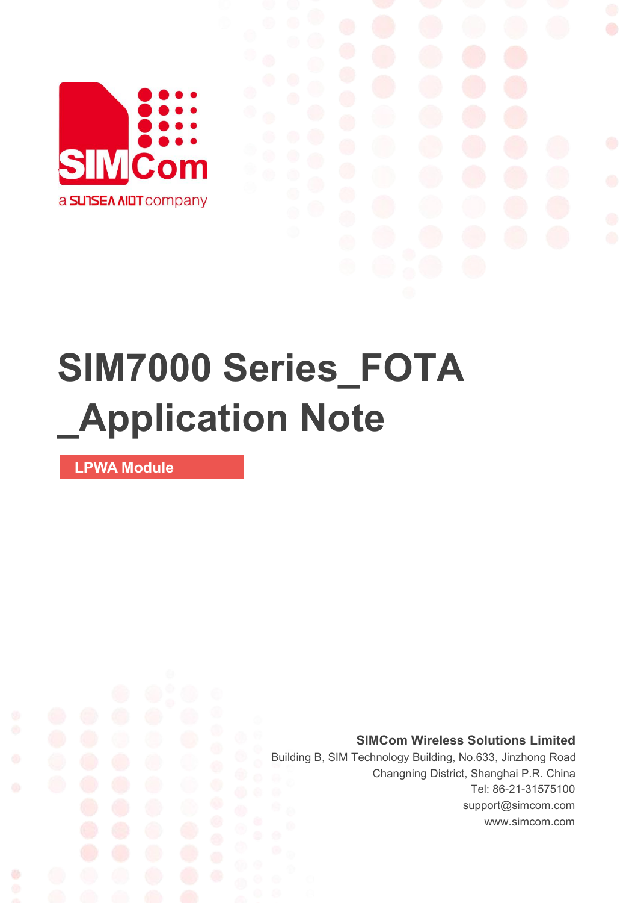# SIM7000 Series_FOTA _Application Note

**LPWA Module**

**SIMCom Wireless Solutions Limited**

Building B, SIM Technology Building, No.633, Jinzhong Road
Changning District, Shanghai P.R. China
Tel: 86-21-31575100
support@simcom.com
www.simcom.com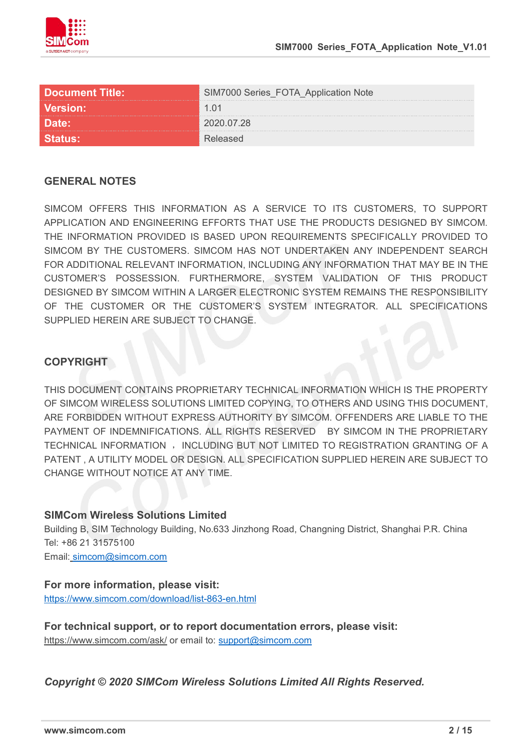| | |
|---|---|
| **Document Title:** | SIM7000 Series_FOTA_Application Note |
| **Version:** | 1.01 |
| **Date:** | 2020.07.28 |
| **Status:** | Released |

## GENERAL NOTES

SIMCOM OFFERS THIS INFORMATION AS A SERVICE TO ITS CUSTOMERS, TO SUPPORT APPLICATION AND ENGINEERING EFFORTS THAT USE THE PRODUCTS DESIGNED BY SIMCOM. THE INFORMATION PROVIDED IS BASED UPON REQUIREMENTS SPECIFICALLY PROVIDED TO SIMCOM BY THE CUSTOMERS. SIMCOM HAS NOT UNDERTAKEN ANY INDEPENDENT SEARCH FOR ADDITIONAL RELEVANT INFORMATION, INCLUDING ANY INFORMATION THAT MAY BE IN THE CUSTOMER'S POSSESSION. FURTHERMORE, SYSTEM VALIDATION OF THIS PRODUCT DESIGNED BY SIMCOM WITHIN A LARGER ELECTRONIC SYSTEM REMAINS THE RESPONSIBILITY OF THE CUSTOMER OR THE CUSTOMER'S SYSTEM INTEGRATOR. ALL SPECIFICATIONS SUPPLIED HEREIN ARE SUBJECT TO CHANGE.

## COPYRIGHT

THIS DOCUMENT CONTAINS PROPRIETARY TECHNICAL INFORMATION WHICH IS THE PROPERTY OF SIMCOM WIRELESS SOLUTIONS LIMITED COPYING, TO OTHERS AND USING THIS DOCUMENT, ARE FORBIDDEN WITHOUT EXPRESS AUTHORITY BY SIMCOM. OFFENDERS ARE LIABLE TO THE PAYMENT OF INDEMNIFICATIONS. ALL RIGHTS RESERVED BY SIMCOM IN THE PROPRIETARY TECHNICAL INFORMATION ， INCLUDING BUT NOT LIMITED TO REGISTRATION GRANTING OF A PATENT , A UTILITY MODEL OR DESIGN. ALL SPECIFICATION SUPPLIED HEREIN ARE SUBJECT TO CHANGE WITHOUT NOTICE AT ANY TIME.

**SIMCom Wireless Solutions Limited**
Building B, SIM Technology Building, No.633 Jinzhong Road, Changning District, Shanghai P.R. China
Tel: +86 21 31575100
Email: simcom@simcom.com

**For more information, please visit:**
https://www.simcom.com/download/list-863-en.html

**For technical support, or to report documentation errors, please visit:**
https://www.simcom.com/ask/ or email to: support@simcom.com

***Copyright © 2020 SIMCom Wireless Solutions Limited All Rights Reserved.***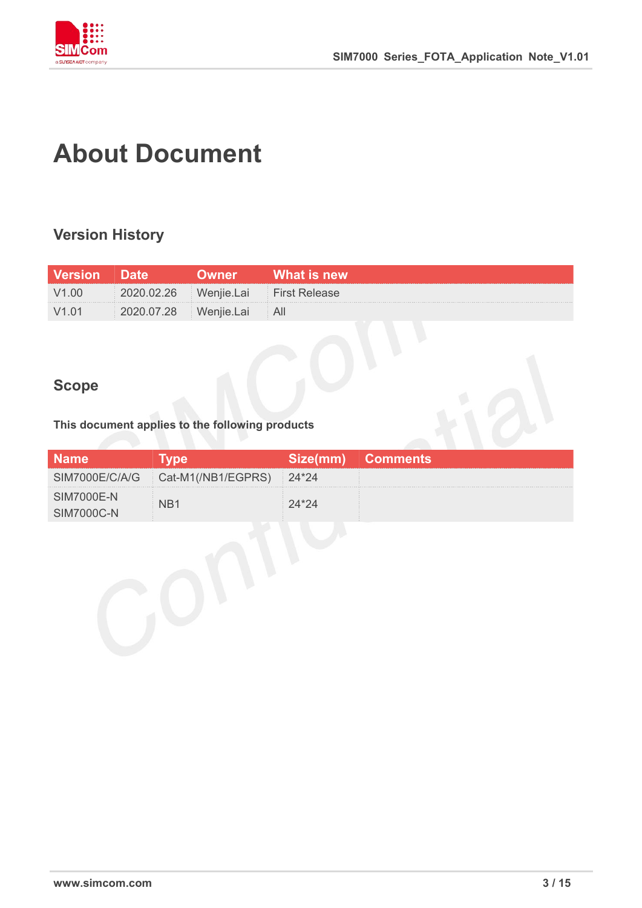# About Document

## Version History

| Version | Date | Owner | What is new |
|---|---|---|---|
| V1.00 | 2020.02.26 | Wenjie.Lai | First Release |
| V1.01 | 2020.07.28 | Wenjie.Lai | All |

## Scope

**This document applies to the following products**

| Name | Type | Size(mm) | Comments |
|---|---|---|---|
| SIM7000E/C/A/G | Cat-M1(/NB1/EGPRS) | 24*24 | |
| SIM7000E-N<br>SIM7000C-N | NB1 | 24*24 | |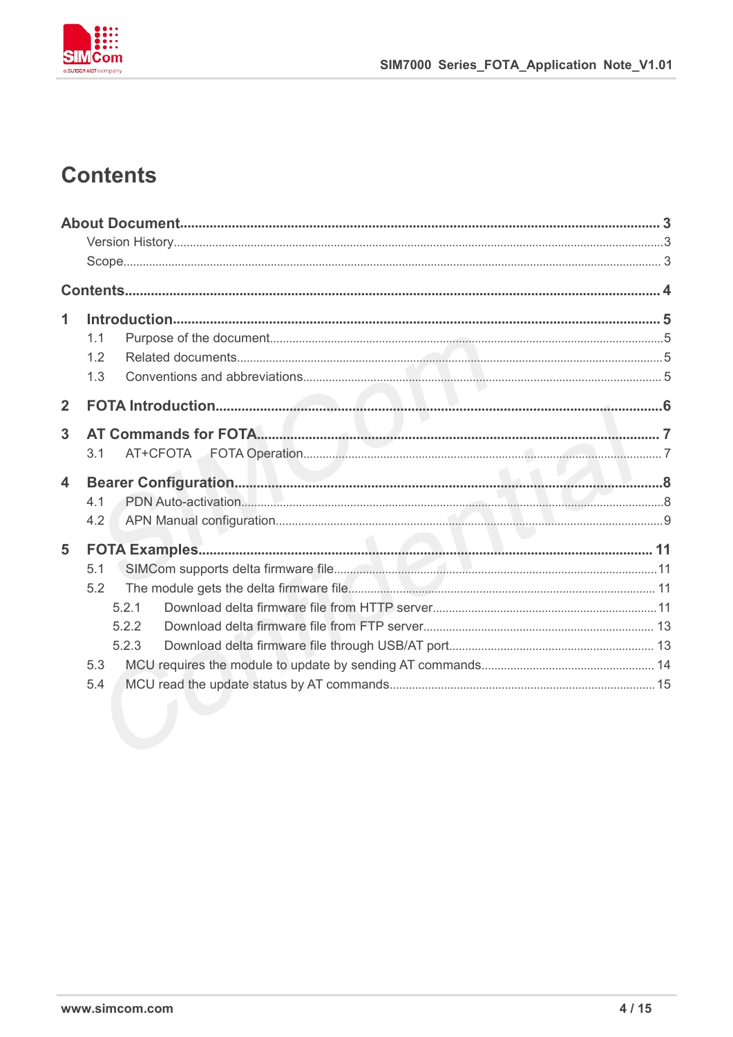# Contents

**About Document** .......... **3**

Version History .......... 3

Scope .......... 3

**Contents** .......... **4**

**1 Introduction** .......... **5**

1.1 Purpose of the document .......... 5

1.2 Related documents .......... 5

1.3 Conventions and abbreviations .......... 5

**2 FOTA Introduction** .......... **6**

**3 AT Commands for FOTA** .......... **7**

3.1 AT+CFOTA FOTA Operation .......... 7

**4 Bearer Configuration** .......... **8**

4.1 PDN Auto-activation .......... 8

4.2 APN Manual configuration .......... 9

**5 FOTA Examples** .......... **11**

5.1 SIMCom supports delta firmware file .......... 11

5.2 The module gets the delta firmware file .......... 11

5.2.1 Download delta firmware file from HTTP server .......... 11

5.2.2 Download delta firmware file from FTP server .......... 13

5.2.3 Download delta firmware file through USB/AT port .......... 13

5.3 MCU requires the module to update by sending AT commands .......... 14

5.4 MCU read the update status by AT commands .......... 15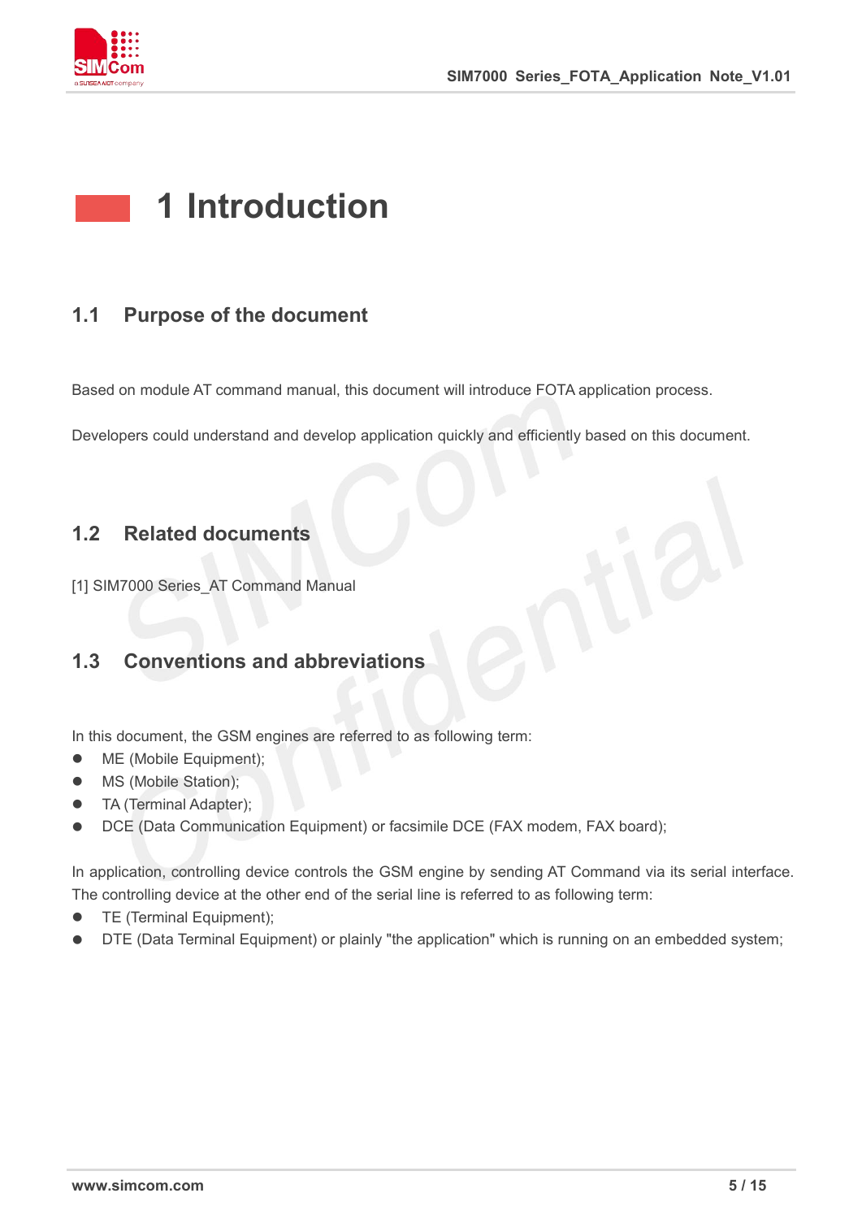# 1 Introduction

## 1.1 Purpose of the document

Based on module AT command manual, this document will introduce FOTA application process.

Developers could understand and develop application quickly and efficiently based on this document.

## 1.2 Related documents

[1] SIM7000 Series_AT Command Manual

## 1.3 Conventions and abbreviations

In this document, the GSM engines are referred to as following term:

- ME (Mobile Equipment);
- MS (Mobile Station);
- TA (Terminal Adapter);
- DCE (Data Communication Equipment) or facsimile DCE (FAX modem, FAX board);

In application, controlling device controls the GSM engine by sending AT Command via its serial interface. The controlling device at the other end of the serial line is referred to as following term:

- TE (Terminal Equipment);
- DTE (Data Terminal Equipment) or plainly "the application" which is running on an embedded system;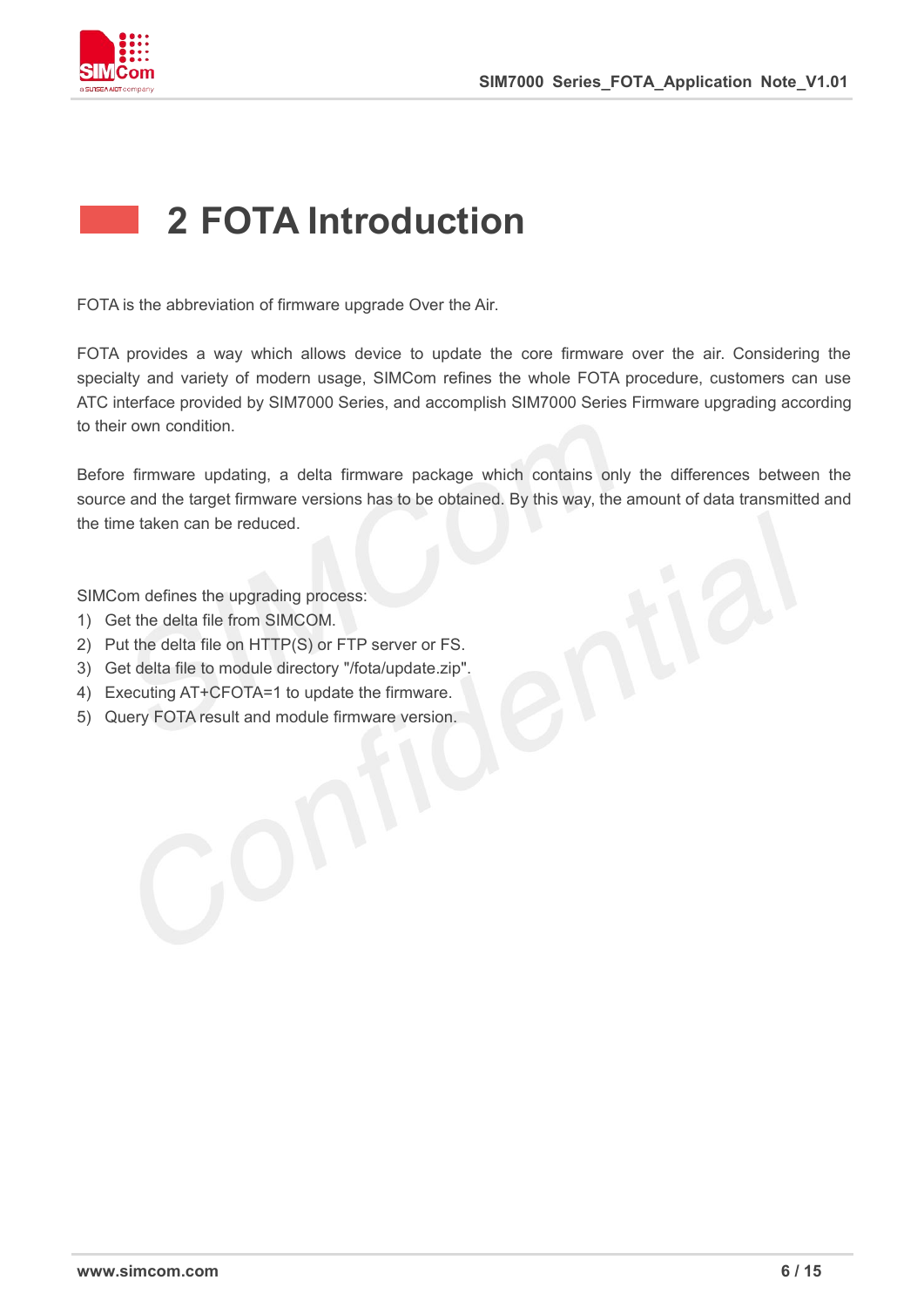# 2 FOTA Introduction

FOTA is the abbreviation of firmware upgrade Over the Air.

FOTA provides a way which allows device to update the core firmware over the air. Considering the specialty and variety of modern usage, SIMCom refines the whole FOTA procedure, customers can use ATC interface provided by SIM7000 Series, and accomplish SIM7000 Series Firmware upgrading according to their own condition.

Before firmware updating, a delta firmware package which contains only the differences between the source and the target firmware versions has to be obtained. By this way, the amount of data transmitted and the time taken can be reduced.

SIMCom defines the upgrading process:

1) Get the delta file from SIMCOM.
2) Put the delta file on HTTP(S) or FTP server or FS.
3) Get delta file to module directory "/fota/update.zip".
4) Executing AT+CFOTA=1 to update the firmware.
5) Query FOTA result and module firmware version.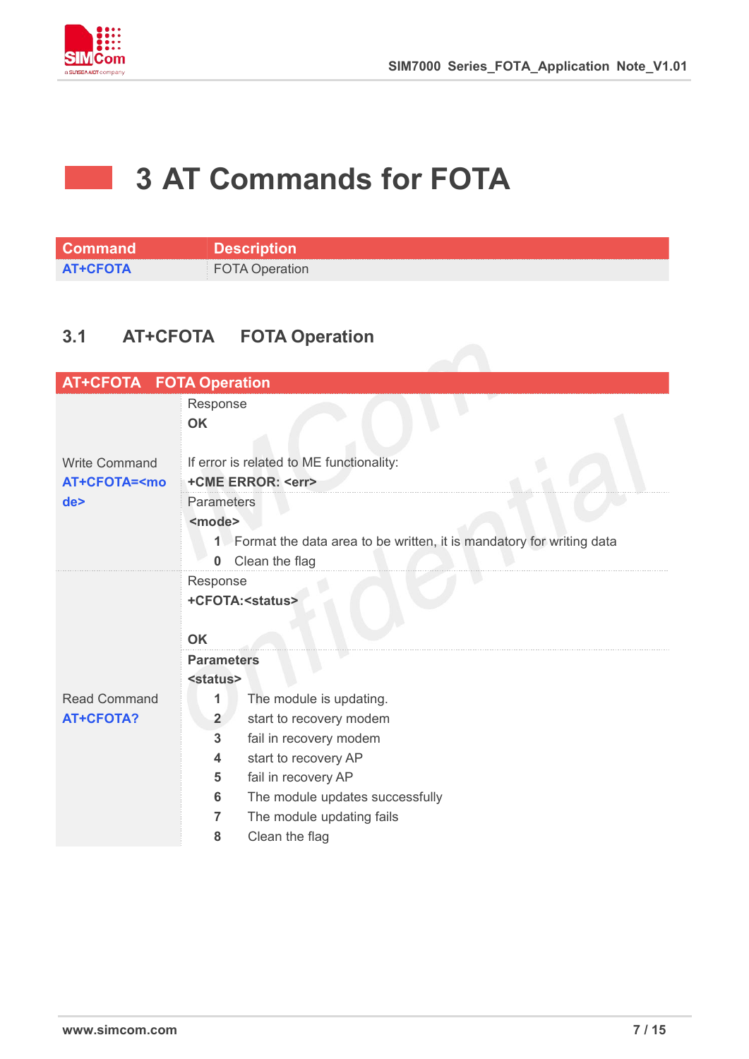# 3 AT Commands for FOTA

| Command | Description |
|---|---|
| AT+CFOTA | FOTA Operation |

## 3.1 AT+CFOTA FOTA Operation

| AT+CFOTA FOTA Operation | |
|---|---|
| Write Command<br>**AT+CFOTA=<mode>** | Response<br>**OK**<br><br>If error is related to ME functionality:<br>**+CME ERROR: <err>** |
| | Parameters<br>**<mode>**<br>**1** Format the data area to be written, it is mandatory for writing data<br>**0** Clean the flag |
| Read Command<br>**AT+CFOTA?** | Response<br>**+CFOTA:<status>**<br><br>**OK** |
| | **Parameters**<br>**<status>**<br>**1** The module is updating.<br>**2** start to recovery modem<br>**3** fail in recovery modem<br>**4** start to recovery AP<br>**5** fail in recovery AP<br>**6** The module updates successfully<br>**7** The module updating fails<br>**8** Clean the flag |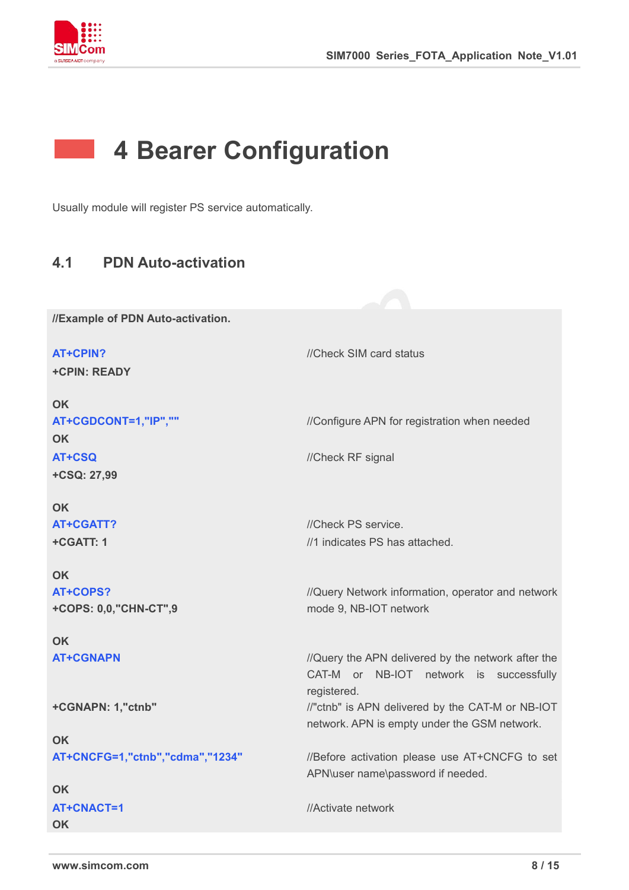# 4 Bearer Configuration

Usually module will register PS service automatically.

## 4.1 PDN Auto-activation

| | |
|---|---|
| **//Example of PDN Auto-activation.** | |
| AT+CPIN? | //Check SIM card status |
| **+CPIN: READY** | |
| **OK** | |
| AT+CGDCONT=1,"IP","" | //Configure APN for registration when needed |
| **OK** | |
| AT+CSQ | //Check RF signal |
| **+CSQ: 27,99** | |
| **OK** | |
| AT+CGATT? | //Check PS service. |
| **+CGATT: 1** | //1 indicates PS has attached. |
| **OK** | |
| AT+COPS? | //Query Network information, operator and network mode 9, NB-IOT network |
| **+COPS: 0,0,"CHN-CT",9** | |
| **OK** | |
| AT+CGNAPN | //Query the APN delivered by the network after the CAT-M or NB-IOT network is successfully registered. |
| **+CGNAPN: 1,"ctnb"** | //"ctnb" is APN delivered by the CAT-M or NB-IOT network. APN is empty under the GSM network. |
| **OK** | |
| AT+CNCFG=1,"ctnb","cdma","1234" | //Before activation please use AT+CNCFG to set APN\user name\password if needed. |
| **OK** | |
| AT+CNACT=1 | //Activate network |
| **OK** | |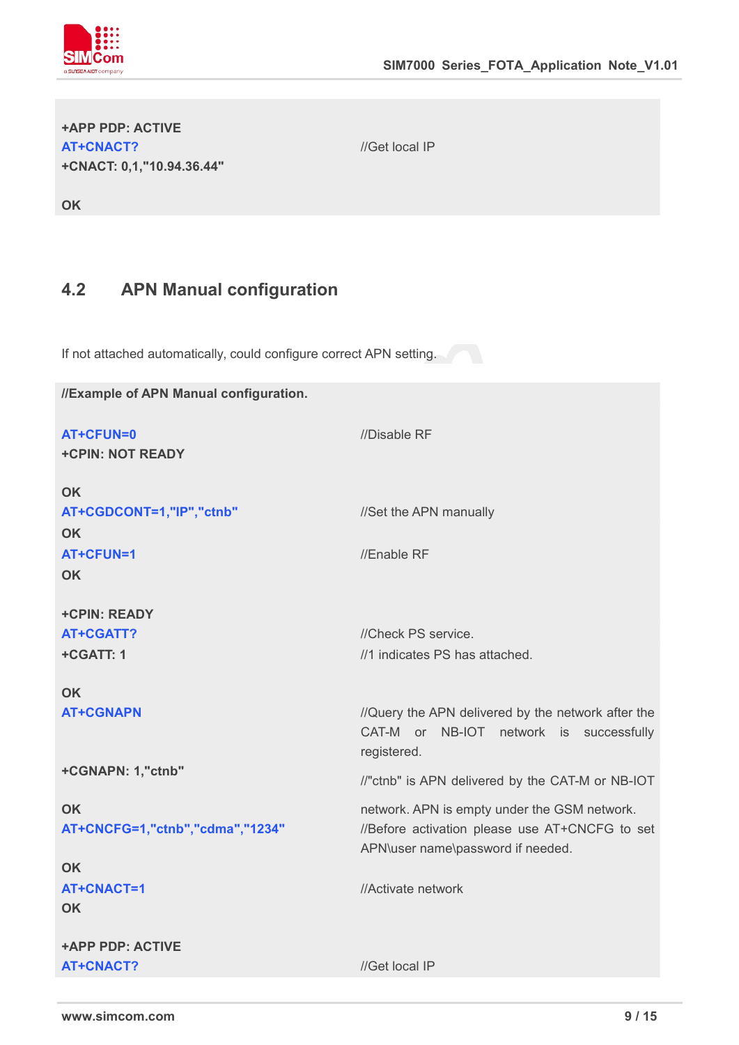```
+APP PDP: ACTIVE
AT+CNACT?                                  //Get local IP
+CNACT: 0,1,"10.94.36.44"

OK
```

## 4.2 APN Manual configuration

If not attached automatically, could configure correct APN setting.

```
//Example of APN Manual configuration.

AT+CFUN=0                                  //Disable RF
+CPIN: NOT READY

OK
AT+CGDCONT=1,"IP","ctnb"                   //Set the APN manually
OK
AT+CFUN=1                                  //Enable RF
OK

+CPIN: READY
AT+CGATT?                                  //Check PS service.
+CGATT: 1                                  //1 indicates PS has attached.

OK
AT+CGNAPN                                  //Query the APN delivered by the network after the
                                           CAT-M or NB-IOT network is successfully
                                           registered.
+CGNAPN: 1,"ctnb"                          //"ctnb" is APN delivered by the CAT-M or NB-IOT

OK                                         network. APN is empty under the GSM network.
AT+CNCFG=1,"ctnb","cdma","1234"            //Before activation please use AT+CNCFG to set
                                           APN\user name\password if needed.
OK
AT+CNACT=1                                 //Activate network
OK

+APP PDP: ACTIVE
AT+CNACT?                                  //Get local IP
```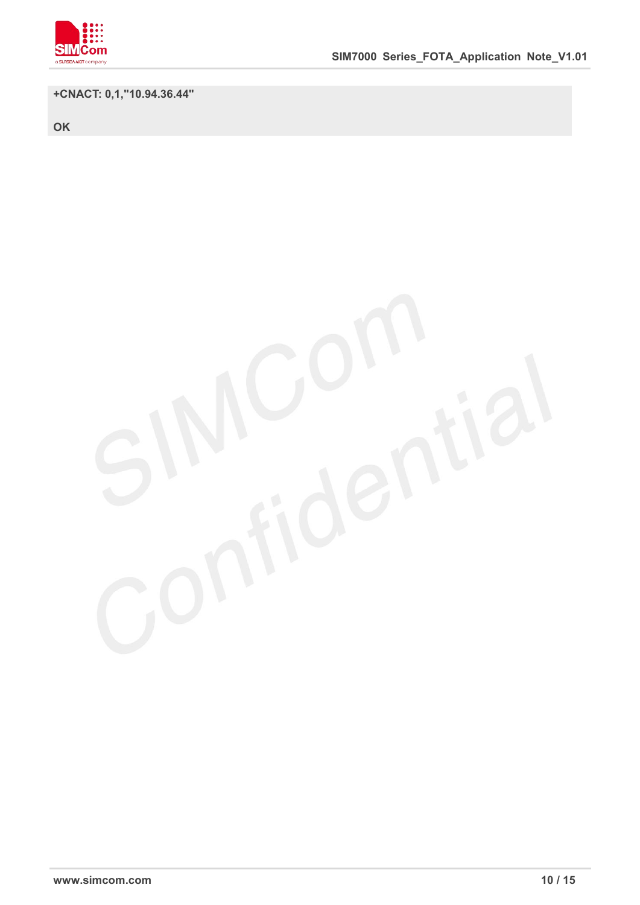```
+CNACT: 0,1,"10.94.36.44"

OK
```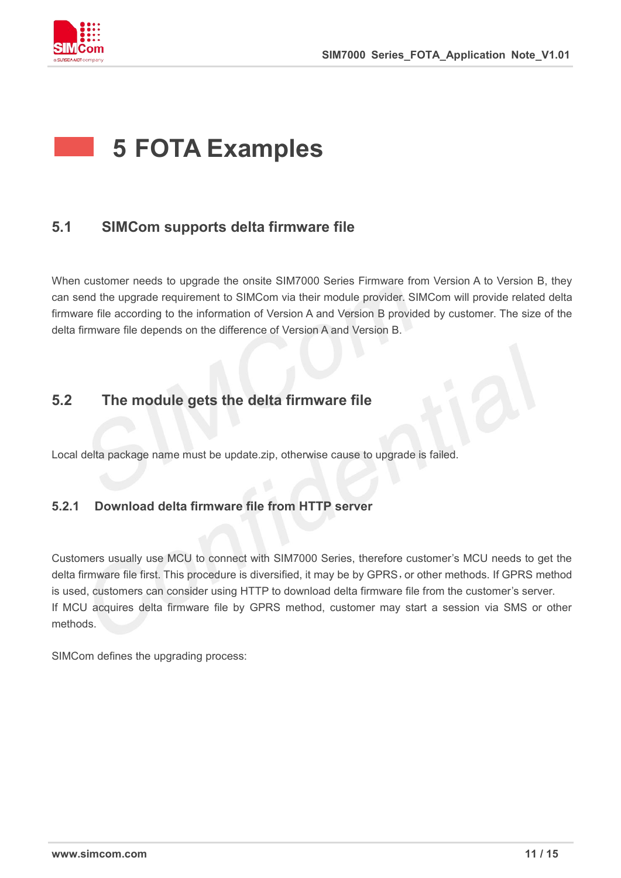# 5 FOTA Examples

## 5.1 SIMCom supports delta firmware file

When customer needs to upgrade the onsite SIM7000 Series Firmware from Version A to Version B, they can send the upgrade requirement to SIMCom via their module provider. SIMCom will provide related delta firmware file according to the information of Version A and Version B provided by customer. The size of the delta firmware file depends on the difference of Version A and Version B.

## 5.2 The module gets the delta firmware file

Local delta package name must be update.zip, otherwise cause to upgrade is failed.

### 5.2.1 Download delta firmware file from HTTP server

Customers usually use MCU to connect with SIM7000 Series, therefore customer's MCU needs to get the delta firmware file first. This procedure is diversified, it may be by GPRS，or other methods. If GPRS method is used, customers can consider using HTTP to download delta firmware file from the customer's server.
If MCU acquires delta firmware file by GPRS method, customer may start a session via SMS or other methods.

SIMCom defines the upgrading process: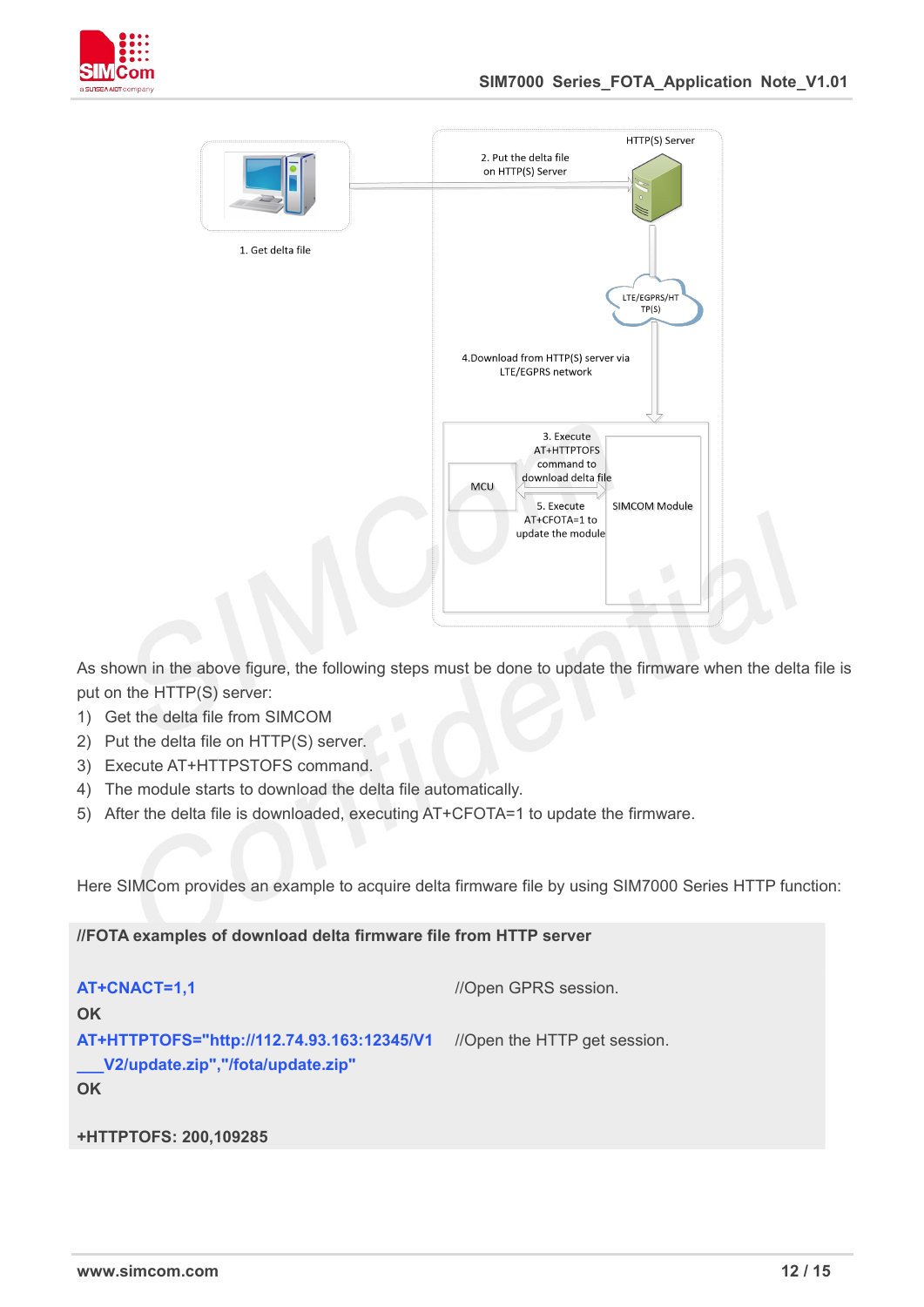1. Get delta file

2. Put the delta file on HTTP(S) Server

HTTP(S) Server

LTE/EGPRS/HTTP(S)

4.Download from HTTP(S) server via LTE/EGPRS network

3. Execute AT+HTTPTOFS command to download delta file

MCU

5. Execute AT+CFOTA=1 to update the module

SIMCOM Module

As shown in the above figure, the following steps must be done to update the firmware when the delta file is put on the HTTP(S) server:

1) Get the delta file from SIMCOM
2) Put the delta file on HTTP(S) server.
3) Execute AT+HTTPSTOFS command.
4) The module starts to download the delta file automatically.
5) After the delta file is downloaded, executing AT+CFOTA=1 to update the firmware.

Here SIMCom provides an example to acquire delta firmware file by using SIM7000 Series HTTP function:

```
//FOTA examples of download delta firmware file from HTTP server

AT+CNACT=1,1                                          //Open GPRS session.
OK
AT+HTTPTOFS="http://112.74.93.163:12345/V1___V2/update.zip","/fota/update.zip"    //Open the HTTP get session.
OK

+HTTPTOFS: 200,109285
```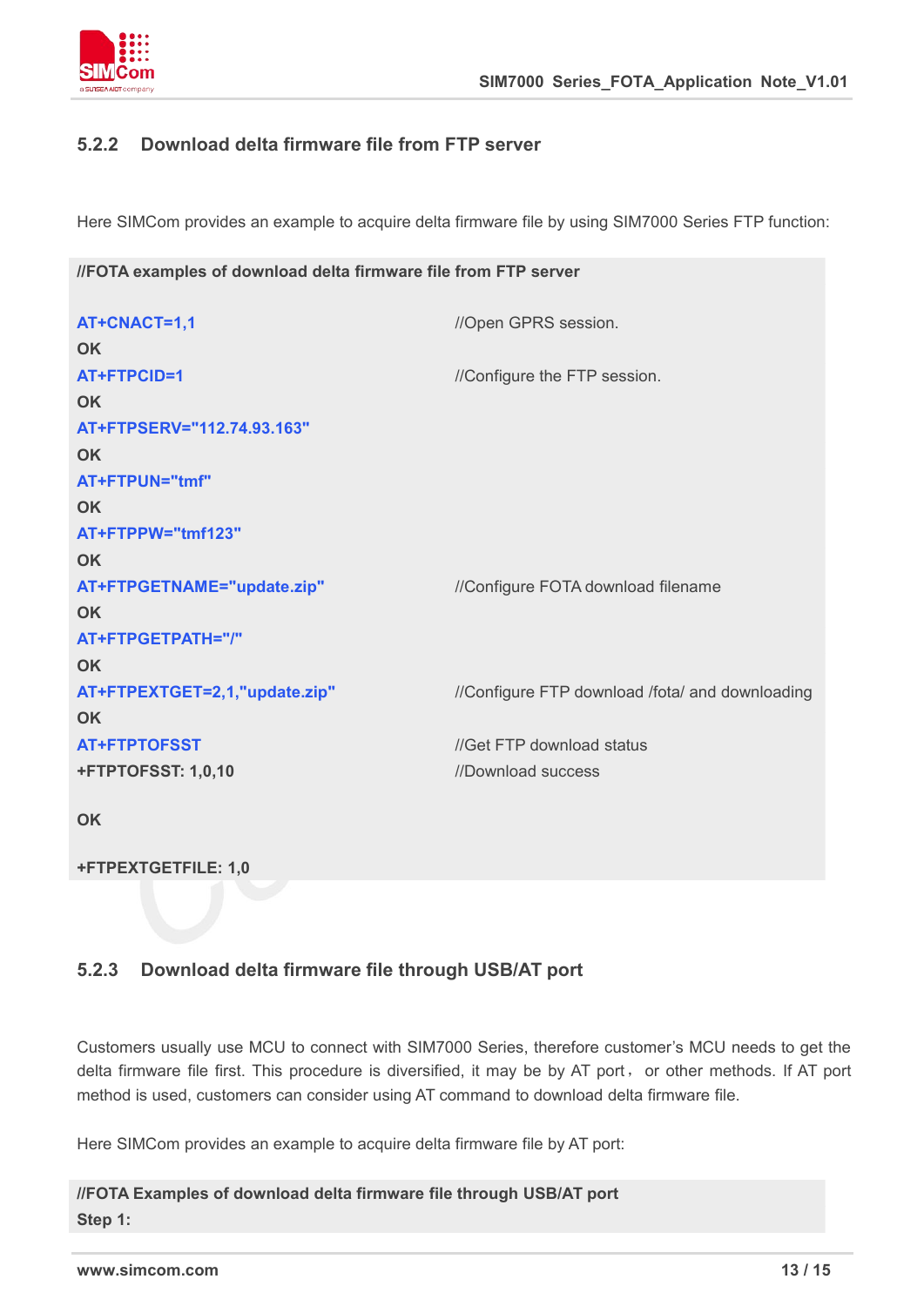### 5.2.2 Download delta firmware file from FTP server

Here SIMCom provides an example to acquire delta firmware file by using SIM7000 Series FTP function:

```
//FOTA examples of download delta firmware file from FTP server

AT+CNACT=1,1                          //Open GPRS session.
OK
AT+FTPCID=1                           //Configure the FTP session.
OK
AT+FTPSERV="112.74.93.163"
OK
AT+FTPUN="tmf"
OK
AT+FTPPW="tmf123"
OK
AT+FTPGETNAME="update.zip"            //Configure FOTA download filename
OK
AT+FTPGETPATH="/"
OK
AT+FTPEXTGET=2,1,"update.zip"         //Configure FTP download /fota/ and downloading
OK
AT+FTPTOFSST                          //Get FTP download status
+FTPTOFSST: 1,0,10                    //Download success

OK

+FTPEXTGETFILE: 1,0
```

### 5.2.3 Download delta firmware file through USB/AT port

Customers usually use MCU to connect with SIM7000 Series, therefore customer's MCU needs to get the delta firmware file first. This procedure is diversified, it may be by AT port， or other methods. If AT port method is used, customers can consider using AT command to download delta firmware file.

Here SIMCom provides an example to acquire delta firmware file by AT port:

```
//FOTA Examples of download delta firmware file through USB/AT port
Step 1:
```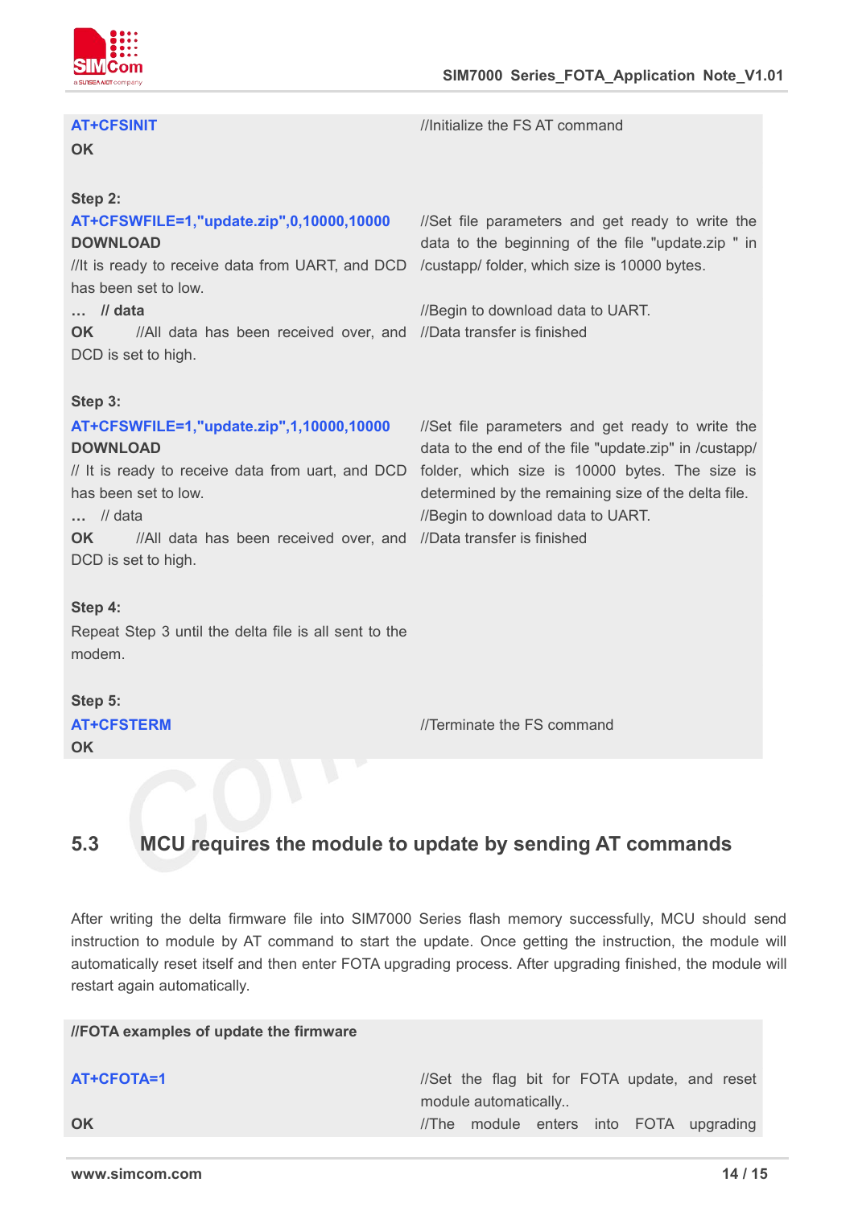| | |
|---|---|
| **AT+CFSINIT** | //Initialize the FS AT command |
| **OK** | |
| **Step 2:** | |
| **AT+CFSWFILE=1,"update.zip",0,10000,10000** | //Set file parameters and get ready to write the data to the beginning of the file "update.zip " in /custapp/ folder, which size is 10000 bytes. |
| **DOWNLOAD** | |
| //It is ready to receive data from UART, and DCD has been set to low. | |
| **… // data** | //Begin to download data to UART. |
| **OK** //All data has been received over, and DCD is set to high. | //Data transfer is finished |
| **Step 3:** | |
| **AT+CFSWFILE=1,"update.zip",1,10000,10000** | //Set file parameters and get ready to write the data to the end of the file "update.zip" in /custapp/ folder, which size is 10000 bytes. The size is determined by the remaining size of the delta file. |
| **DOWNLOAD** | |
| // It is ready to receive data from uart, and DCD has been set to low. | |
| **…** // data | //Begin to download data to UART. |
| **OK** //All data has been received over, and DCD is set to high. | //Data transfer is finished |
| **Step 4:** | |
| Repeat Step 3 until the delta file is all sent to the modem. | |
| **Step 5:** | |
| **AT+CFSTERM** | //Terminate the FS command |
| **OK** | |

## 5.3 MCU requires the module to update by sending AT commands

After writing the delta firmware file into SIM7000 Series flash memory successfully, MCU should send instruction to module by AT command to start the update. Once getting the instruction, the module will automatically reset itself and then enter FOTA upgrading process. After upgrading finished, the module will restart again automatically.

| | |
|---|---|
| **//FOTA examples of update the firmware** | |
| **AT+CFOTA=1** | //Set the flag bit for FOTA update, and reset module automatically.. |
| **OK** | //The module enters into FOTA upgrading |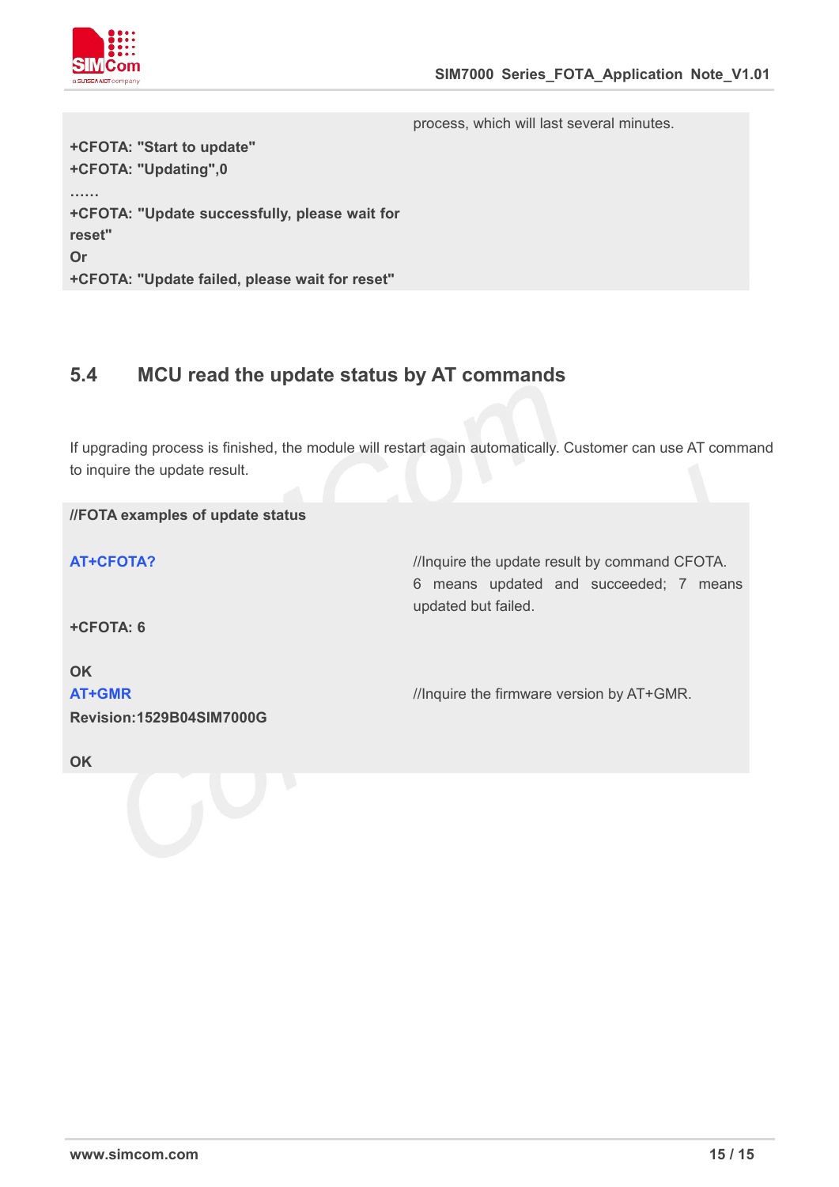| | |
|---|---|
| | process, which will last several minutes. |
| **+CFOTA: "Start to update"** | |
| **+CFOTA: "Updating",0** | |
| **……** | |
| **+CFOTA: "Update successfully, please wait for reset"** | |
| **Or** | |
| **+CFOTA: "Update failed, please wait for reset"** | |

## 5.4 MCU read the update status by AT commands

If upgrading process is finished, the module will restart again automatically. Customer can use AT command to inquire the update result.

| **//FOTA examples of update status** | |
|---|---|
| **AT+CFOTA?** | //Inquire the update result by command CFOTA. 6 means updated and succeeded; 7 means updated but failed. |
| **+CFOTA: 6** | |
| **OK** | |
| **AT+GMR** | //Inquire the firmware version by AT+GMR. |
| **Revision:1529B04SIM7000G** | |
| **OK** | |